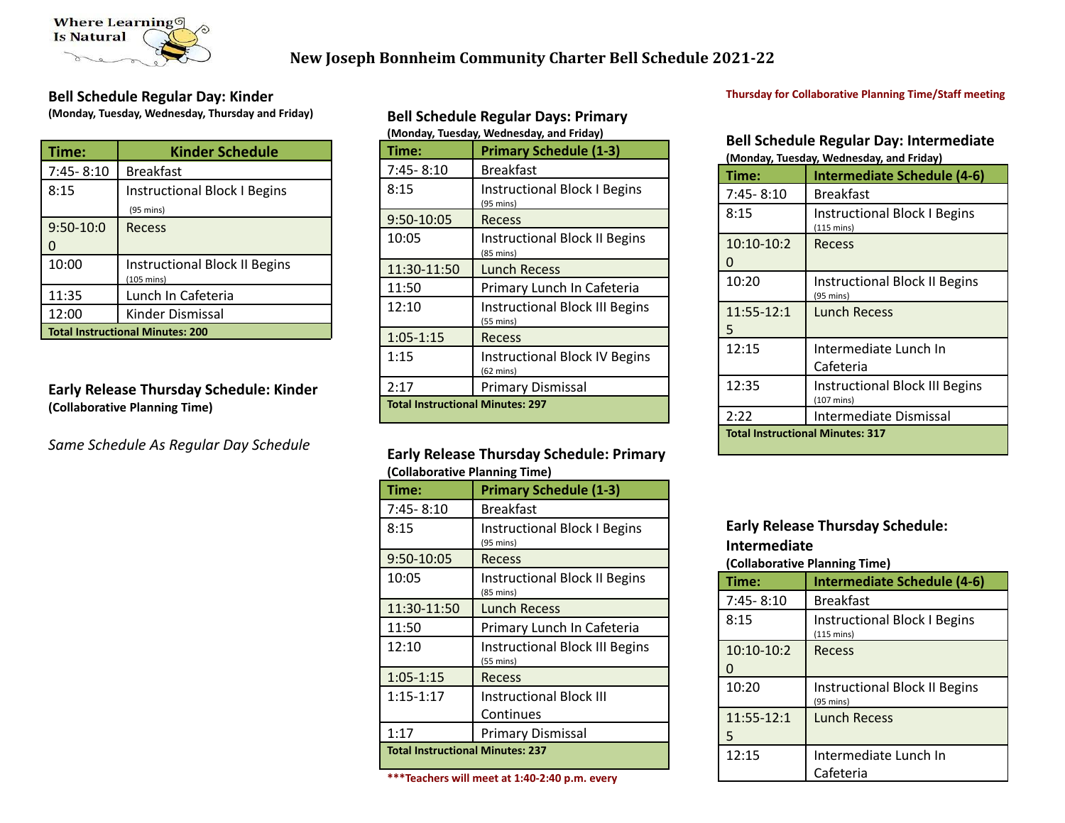Where Learning Is Natural

# New Joseph Bonnheim Community Charter Bell Schedule 2021-22

## Bell Schedule Regular Day: Kinder

**(Monday, Tuesday, Wednesday, Thursday and Friday)**

| Time: | Kinder Schedule |
|---|---|
| 7:45- 8:10 | Breakfast |
| 8:15 | Instructional Block I Begins (95 mins) |
| 9:50-10:00 | Recess |
| 10:00 | Instructional Block II Begins (105 mins) |
| 11:35 | Lunch In Cafeteria |
| 12:00 | Kinder Dismissal |
| **Total Instructional Minutes: 200** | |

## Early Release Thursday Schedule: Kinder

**(Collaborative Planning Time)**

*Same Schedule As Regular Day Schedule*

## Bell Schedule Regular Days: Primary

**(Monday, Tuesday, Wednesday, and Friday)**

| Time: | Primary Schedule (1-3) |
|---|---|
| 7:45- 8:10 | Breakfast |
| 8:15 | Instructional Block I Begins (95 mins) |
| 9:50-10:05 | Recess |
| 10:05 | Instructional Block II Begins (85 mins) |
| 11:30-11:50 | Lunch Recess |
| 11:50 | Primary Lunch In Cafeteria |
| 12:10 | Instructional Block III Begins (55 mins) |
| 1:05-1:15 | Recess |
| 1:15 | Instructional Block IV Begins (62 mins) |
| 2:17 | Primary Dismissal |
| **Total Instructional Minutes: 297** | |

## Early Release Thursday Schedule: Primary

**(Collaborative Planning Time)**

| Time: | Primary Schedule (1-3) |
|---|---|
| 7:45- 8:10 | Breakfast |
| 8:15 | Instructional Block I Begins (95 mins) |
| 9:50-10:05 | Recess |
| 10:05 | Instructional Block II Begins (85 mins) |
| 11:30-11:50 | Lunch Recess |
| 11:50 | Primary Lunch In Cafeteria |
| 12:10 | Instructional Block III Begins (55 mins) |
| 1:05-1:15 | Recess |
| 1:15-1:17 | Instructional Block III Continues |
| 1:17 | Primary Dismissal |
| **Total Instructional Minutes: 237** | |

**\*\*\*Teachers will meet at 1:40-2:40 p.m. every**

**Thursday for Collaborative Planning Time/Staff meeting**

## Bell Schedule Regular Day: Intermediate

**(Monday, Tuesday, Wednesday, and Friday)**

| Time: | Intermediate Schedule (4-6) |
|---|---|
| 7:45- 8:10 | Breakfast |
| 8:15 | Instructional Block I Begins (115 mins) |
| 10:10-10:20 | Recess |
| 10:20 | Instructional Block II Begins (95 mins) |
| 11:55-12:15 | Lunch Recess |
| 12:15 | Intermediate Lunch In Cafeteria |
| 12:35 | Instructional Block III Begins (107 mins) |
| 2:22 | Intermediate Dismissal |
| **Total Instructional Minutes: 317** | |

## Early Release Thursday Schedule: Intermediate

**(Collaborative Planning Time)**

| Time: | Intermediate Schedule (4-6) |
|---|---|
| 7:45- 8:10 | Breakfast |
| 8:15 | Instructional Block I Begins (115 mins) |
| 10:10-10:20 | Recess |
| 10:20 | Instructional Block II Begins (95 mins) |
| 11:55-12:15 | Lunch Recess |
| 12:15 | Intermediate Lunch In Cafeteria |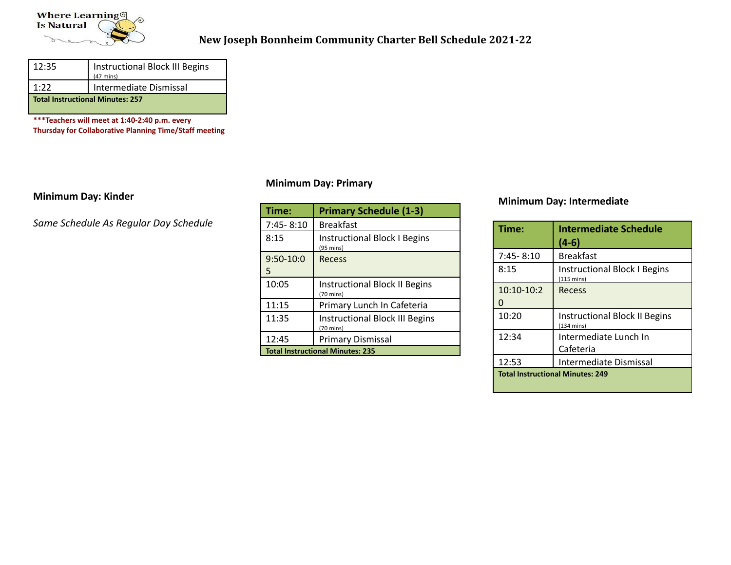Where Learning Is Natural

# New Joseph Bonnheim Community Charter Bell Schedule 2021-22

| | |
|---|---|
| 12:35 | Instructional Block III Begins (47 mins) |
| 1:22 | Intermediate Dismissal |
| **Total Instructional Minutes: 257** | |

**\*\*\*Teachers will meet at 1:40-2:40 p.m. every Thursday for Collaborative Planning Time/Staff meeting**

### Minimum Day: Kinder

*Same Schedule As Regular Day Schedule*

### Minimum Day: Primary

| Time: | Primary Schedule (1-3) |
|---|---|
| 7:45- 8:10 | Breakfast |
| 8:15 | Instructional Block I Begins (95 mins) |
| 9:50-10:05 | Recess |
| 10:05 | Instructional Block II Begins (70 mins) |
| 11:15 | Primary Lunch In Cafeteria |
| 11:35 | Instructional Block III Begins (70 mins) |
| 12:45 | Primary Dismissal |
| **Total Instructional Minutes: 235** | |

### Minimum Day: Intermediate

| Time: | Intermediate Schedule (4-6) |
|---|---|
| 7:45- 8:10 | Breakfast |
| 8:15 | Instructional Block I Begins (115 mins) |
| 10:10-10:20 | Recess |
| 10:20 | Instructional Block II Begins (134 mins) |
| 12:34 | Intermediate Lunch In Cafeteria |
| 12:53 | Intermediate Dismissal |
| **Total Instructional Minutes: 249** | |